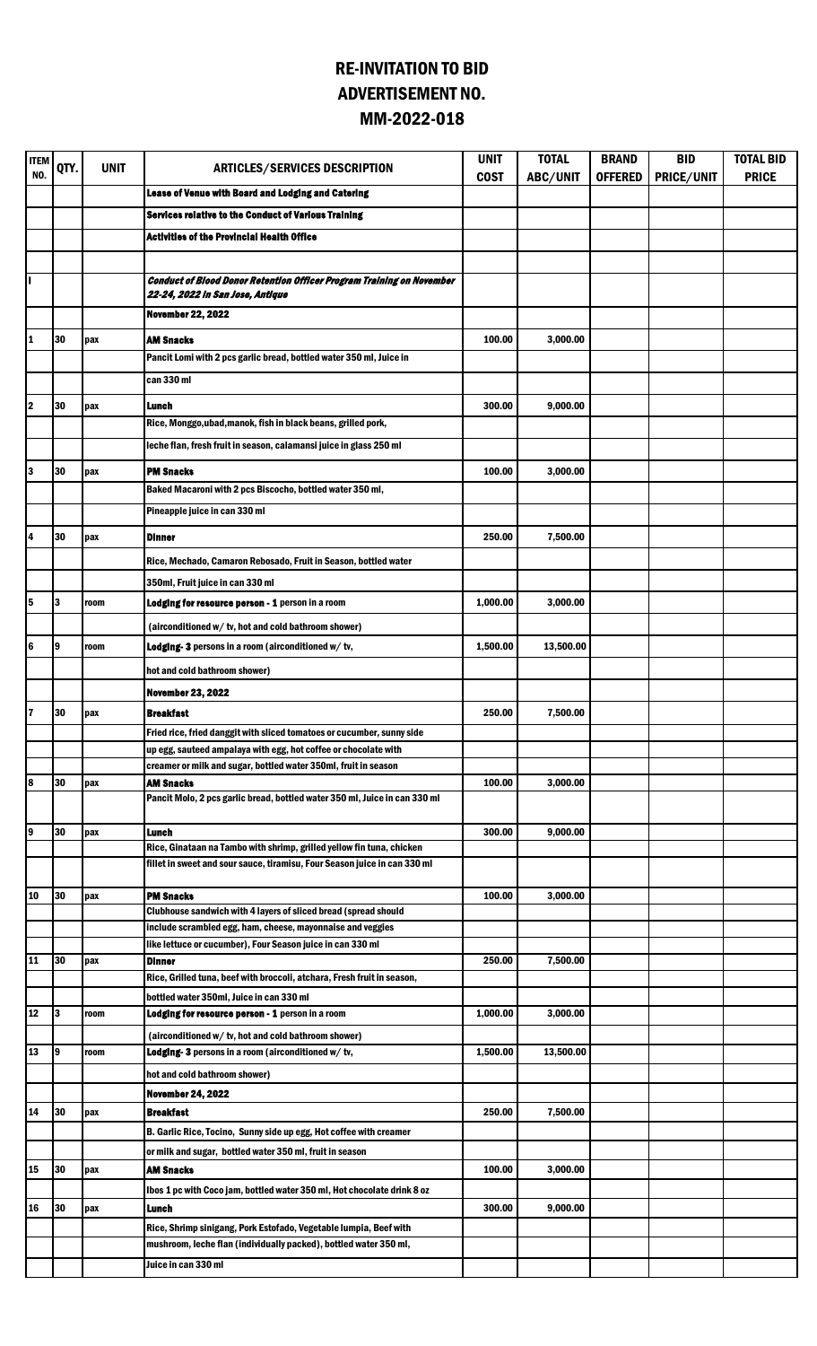# RE-INVITATION TO BID
# ADVERTISEMENT NO.
# MM-2022-018

| ITEM NO. | QTY. | UNIT | ARTICLES/SERVICES DESCRIPTION | UNIT COST | TOTAL ABC/UNIT | BRAND OFFERED | BID PRICE/UNIT | TOTAL BID PRICE |
|---|---|---|---|---|---|---|---|---|
| | | | **Lease of Venue with Board and Lodging and Catering** | | | | | |
| | | | **Services relative to the Conduct of Various Training** | | | | | |
| | | | **Activities of the Provincial Health Office** | | | | | |
| | | | | | | | | |
| I | | | ***Conduct of Blood Donor Retention Officer Program Training on November 22-24, 2022 in San Jose, Antique*** | | | | | |
| | | | **November 22, 2022** | | | | | |
| 1 | 30 | pax | **AM Snacks** | 100.00 | 3,000.00 | | | |
| | | | Pancit Lomi with 2 pcs garlic bread, bottled water 350 ml, Juice in | | | | | |
| | | | can 330 ml | | | | | |
| 2 | 30 | pax | **Lunch** | 300.00 | 9,000.00 | | | |
| | | | Rice, Monggo,ubad,manok, fish in black beans, grilled pork, | | | | | |
| | | | leche flan, fresh fruit in season, calamansi juice in glass 250 ml | | | | | |
| 3 | 30 | pax | **PM Snacks** | 100.00 | 3,000.00 | | | |
| | | | Baked Macaroni with 2 pcs Biscocho, bottled water 350 ml, | | | | | |
| | | | Pineapple juice in can 330 ml | | | | | |
| 4 | 30 | pax | **Dinner** | 250.00 | 7,500.00 | | | |
| | | | Rice, Mechado, Camaron Rebosado, Fruit in Season, bottled water | | | | | |
| | | | 350ml, Fruit juice in can 330 ml | | | | | |
| 5 | 3 | room | **Lodging for resource person - 1** person in a room | 1,000.00 | 3,000.00 | | | |
| | | | (airconditioned w/ tv, hot and cold bathroom shower) | | | | | |
| 6 | 9 | room | **Lodging- 3** persons in a room (airconditioned w/ tv, | 1,500.00 | 13,500.00 | | | |
| | | | hot and cold bathroom shower) | | | | | |
| | | | **November 23, 2022** | | | | | |
| 7 | 30 | pax | **Breakfast** | 250.00 | 7,500.00 | | | |
| | | | Fried rice, fried danggit with sliced tomatoes or cucumber, sunny side | | | | | |
| | | | up egg, sauteed ampalaya with egg, hot coffee or chocolate with | | | | | |
| | | | creamer or milk and sugar, bottled water 350ml, fruit in season | | | | | |
| 8 | 30 | pax | **AM Snacks** | 100.00 | 3,000.00 | | | |
| | | | Pancit Molo, 2 pcs garlic bread, bottled water 350 ml, Juice in can 330 ml | | | | | |
| 9 | 30 | pax | **Lunch** | 300.00 | 9,000.00 | | | |
| | | | Rice, Ginataan na Tambo with shrimp, grilled yellow fin tuna, chicken | | | | | |
| | | | fillet in sweet and sour sauce, tiramisu, Four Season juice in can 330 ml | | | | | |
| 10 | 30 | pax | **PM Snacks** | 100.00 | 3,000.00 | | | |
| | | | Clubhouse sandwich with 4 layers of sliced bread (spread should | | | | | |
| | | | include scrambled egg, ham, cheese, mayonnaise and veggies | | | | | |
| | | | like lettuce or cucumber), Four Season juice in can 330 ml | | | | | |
| 11 | 30 | pax | **Dinner** | 250.00 | 7,500.00 | | | |
| | | | Rice, Grilled tuna, beef with broccoli, atchara, Fresh fruit in season, | | | | | |
| | | | bottled water 350ml, Juice in can 330 ml | | | | | |
| 12 | 3 | room | **Lodging for resource person - 1** person in a room | 1,000.00 | 3,000.00 | | | |
| | | | (airconditioned w/ tv, hot and cold bathroom shower) | | | | | |
| 13 | 9 | room | **Lodging- 3** persons in a room (airconditioned w/ tv, | 1,500.00 | 13,500.00 | | | |
| | | | hot and cold bathroom shower) | | | | | |
| | | | **November 24, 2022** | | | | | |
| 14 | 30 | pax | **Breakfast** | 250.00 | 7,500.00 | | | |
| | | | B. Garlic Rice, Tocino, Sunny side up egg, Hot coffee with creamer | | | | | |
| | | | or milk and sugar, bottled water 350 ml, fruit in season | | | | | |
| 15 | 30 | pax | **AM Snacks** | 100.00 | 3,000.00 | | | |
| | | | Ibos 1 pc with Coco jam, bottled water 350 ml, Hot chocolate drink 8 oz | | | | | |
| 16 | 30 | pax | **Lunch** | 300.00 | 9,000.00 | | | |
| | | | Rice, Shrimp sinigang, Pork Estofado, Vegetable lumpia, Beef with | | | | | |
| | | | mushroom, leche flan (individually packed), bottled water 350 ml, | | | | | |
| | | | Juice in can 330 ml | | | | | |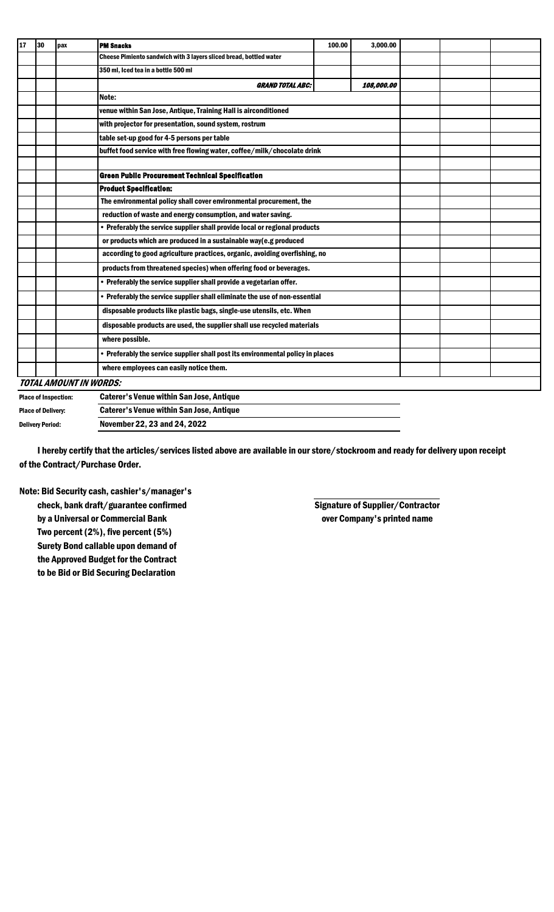| | | | | | | | | |
|---|---|---|---|---|---|---|---|---|
| 17 | 30 | pax | **PM Snacks** | 100.00 | 3,000.00 | | | |
| | | | Cheese Pimiento sandwich with 3 layers sliced bread, bottled water | | | | | |
| | | | 350 ml, Iced tea in a bottle 500 ml | | | | | |
| | | | ***GRAND TOTAL ABC:*** | | ***108,000.00*** | | | |
| | | | Note: | | | | | |
| | | | venue within San Jose, Antique, Training Hall is airconditioned | | | | | |
| | | | with projector for presentation, sound system, rostrum | | | | | |
| | | | table set-up good for 4-5 persons per table | | | | | |
| | | | buffet food service with free flowing water, coffee/milk/chocolate drink | | | | | |
| | | | | | | | | |
| | | | **Green Public Procurement Technical Specification** | | | | | |
| | | | **Product Specification:** | | | | | |
| | | | The environmental policy shall cover environmental procurement, the | | | | | |
| | | | reduction of waste and energy consumption, and water saving. | | | | | |
| | | | • Preferably the service supplier shall provide local or regional products | | | | | |
| | | | or products which are produced in a sustainable way(e.g produced | | | | | |
| | | | according to good agriculture practices, organic, avoiding overfishing, no | | | | | |
| | | | products from threatened species) when offering food or beverages. | | | | | |
| | | | • Preferably the service supplier shall provide a vegetarian offer. | | | | | |
| | | | • Preferably the service supplier shall eliminate the use of non-essential | | | | | |
| | | | disposable products like plastic bags, single-use utensils, etc. When | | | | | |
| | | | disposable products are used, the supplier shall use recycled materials | | | | | |
| | | | where possible. | | | | | |
| | | | • Preferably the service supplier shall post its environmental policy in places | | | | | |
| | | | where employees can easily notice them. | | | | | |
| ***TOTAL AMOUNT IN WORDS:*** | | | | | | | | |

Place of Inspection: **Caterer's Venue within San Jose, Antique**

Place of Delivery: **Caterer's Venue within San Jose, Antique**

Delivery Period: **November 22, 23 and 24, 2022**

I hereby certify that the articles/services listed above are available in our store/stockroom and ready for delivery upon receipt of the Contract/Purchase Order.

Note: Bid Security cash, cashier's/manager's check, bank draft/guarantee confirmed by a Universal or Commercial Bank Two percent (2%), five percent (5%) Surety Bond callable upon demand of the Approved Budget for the Contract to be Bid or Bid Securing Declaration

Signature of Supplier/Contractor over Company's printed name